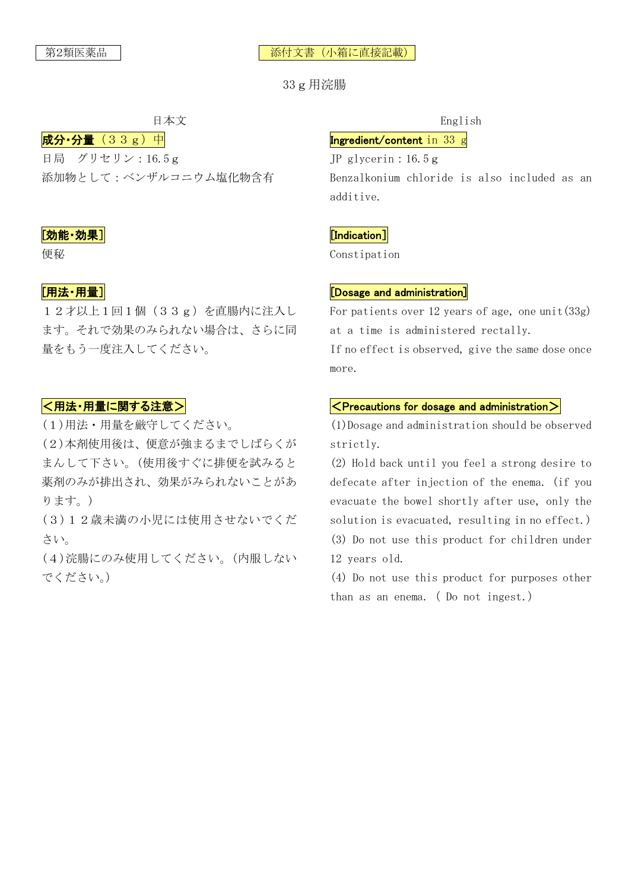第2類医薬品

添付文書（小箱に直接記載）

# 33ｇ用浣腸

日本文

## 成分・分量（３３ｇ）中

日局　グリセリン：16.5ｇ

添加物として：ベンザルコニウム塩化物含有

## [効能・効果]

便秘

## [用法・用量]

１２才以上１回１個（３３ｇ）を直腸内に注入します。それで効果のみられない場合は、さらに同量をもう一度注入してください。

## ＜用法・用量に関する注意＞

（1）用法・用量を厳守してください。

（2）本剤使用後は、便意が強まるまでしばらくがまんして下さい。（使用後すぐに排便を試みると薬剤のみが排出され、効果がみられないことがあります。）

（3）１２歳未満の小児には使用させないでください。

（4）浣腸にのみ使用してください。（内服しないでください。）

English

## Ingredient/content in 33 g

JP glycerin：16.5ｇ

Benzalkonium chloride is also included as an additive.

## [Indication]

Constipation

## [Dosage and administration]

For patients over 12 years of age, one unit(33g) at a time is administered rectally.

If no effect is observed, give the same dose once more.

## ＜Precautions for dosage and administration＞

(1)Dosage and administration should be observed strictly.

(2) Hold back until you feel a strong desire to defecate after injection of the enema. (if you evacuate the bowel shortly after use, only the solution is evacuated, resulting in no effect.)

(3) Do not use this product for children under 12 years old.

(4) Do not use this product for purposes other than as an enema. ( Do not ingest.)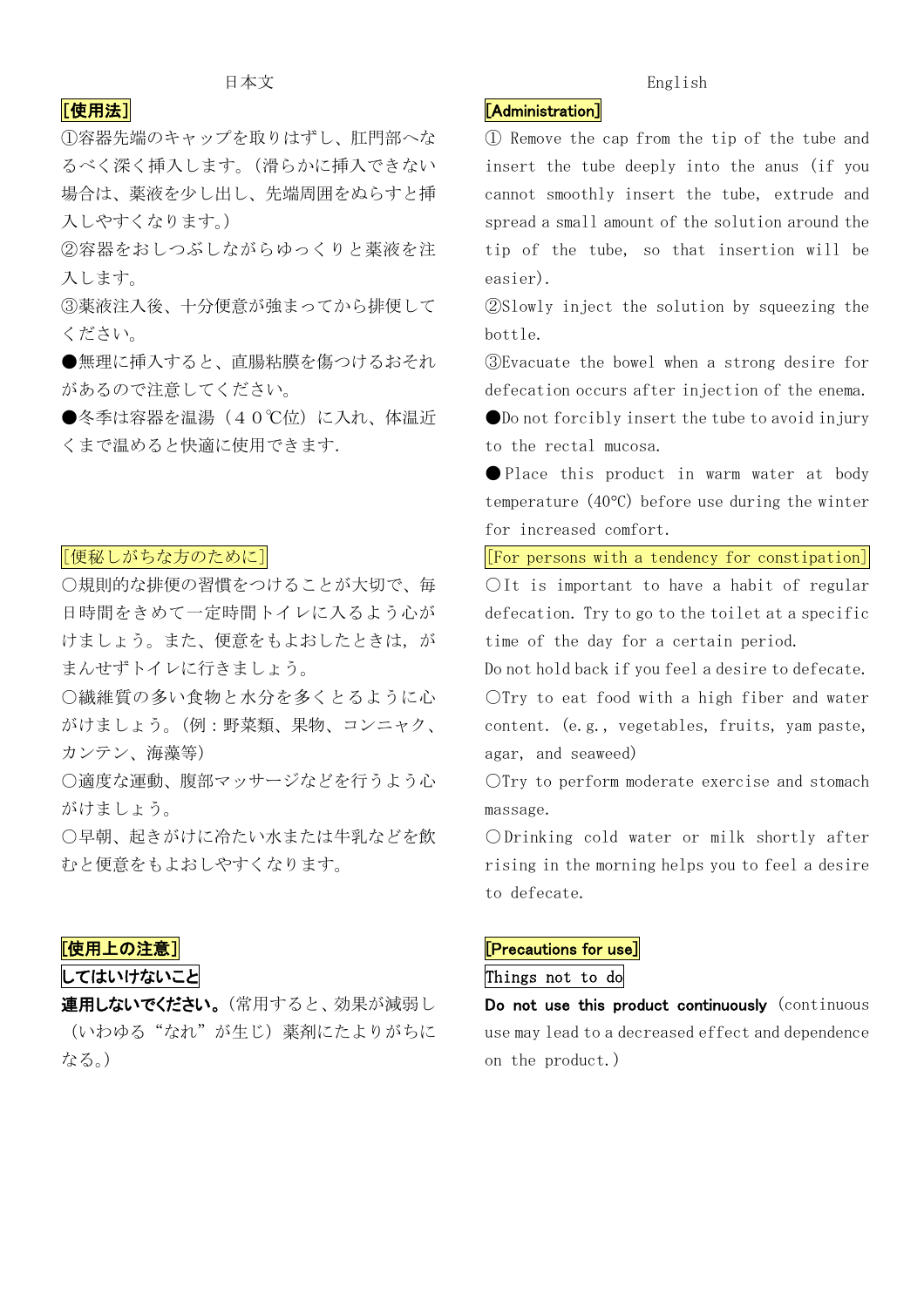日本文

**[使用法]**

①容器先端のキャップを取りはずし、肛門部へなるべく深く挿入します。（滑らかに挿入できない場合は、薬液を少し出し、先端周囲をぬらすと挿入しやすくなります。）

②容器をおしつぶしながらゆっくりと薬液を注入します。

③薬液注入後、十分便意が強まってから排便してください。

●無理に挿入すると、直腸粘膜を傷つけるおそれがあるので注意してください。

●冬季は容器を温湯（４０℃位）に入れ、体温近くまで温めると快適に使用できます.

[便秘しがちな方のために]

○規則的な排便の習慣をつけることが大切で、毎日時間をきめて一定時間トイレに入るよう心がけましょう。また、便意をもよおしたときは，がまんせずトイレに行きましょう。

○繊維質の多い食物と水分を多くとるように心がけましょう。（例：野菜類、果物、コンニャク、カンテン、海藻等）

○適度な運動、腹部マッサージなどを行うよう心がけましょう。

○早朝、起きがけに冷たい水または牛乳などを飲むと便意をもよおしやすくなります。

**[使用上の注意]**

**してはいけないこと**

**連用しないでください。**（常用すると、効果が減弱し（いわゆる“なれ”が生じ）薬剤にたよりがちになる。）

English

**[Administration]**

① Remove the cap from the tip of the tube and insert the tube deeply into the anus (if you cannot smoothly insert the tube, extrude and spread a small amount of the solution around the tip of the tube, so that insertion will be easier).

②Slowly inject the solution by squeezing the bottle.

③Evacuate the bowel when a strong desire for defecation occurs after injection of the enema.

●Do not forcibly insert the tube to avoid injury to the rectal mucosa.

●Place this product in warm water at body temperature (40°C) before use during the winter for increased comfort.

[For persons with a tendency for constipation]

○It is important to have a habit of regular defecation. Try to go to the toilet at a specific time of the day for a certain period.
Do not hold back if you feel a desire to defecate.

○Try to eat food with a high fiber and water content. (e.g., vegetables, fruits, yam paste, agar, and seaweed)

○Try to perform moderate exercise and stomach massage.

○Drinking cold water or milk shortly after rising in the morning helps you to feel a desire to defecate.

**[Precautions for use]**

Things not to do

**Do not use this product continuously** (continuous use may lead to a decreased effect and dependence on the product.)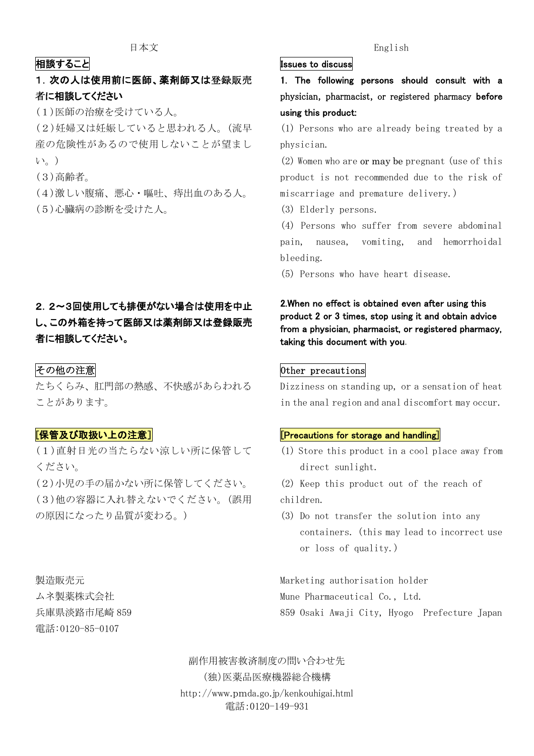日本文

**相談すること**

**1．次の人は使用前に医師、薬剤師又は登録販売者に相談してください**

（1）医師の治療を受けている人。

（2）妊婦又は妊娠していると思われる人。（流早産の危険性があるので使用しないことが望ましい。）

（3）高齢者。

（4）激しい腹痛、悪心・嘔吐、痔出血のある人。

（5）心臓病の診断を受けた人。

**2．2～3回使用しても排便がない場合は使用を中止し、この外箱を持って医師又は薬剤師又は登録販売者に相談してください。**

**その他の注意**

たちくらみ、肛門部の熱感、不快感があらわれることがあります。

**[保管及び取扱い上の注意]**

（1）直射日光の当たらない涼しい所に保管してください。

（2）小児の手の届かない所に保管してください。

（3）他の容器に入れ替えないでください。（誤用の原因になったり品質が変わる。）

製造販売元
ムネ製薬株式会社
兵庫県淡路市尾崎 859
電話:0120-85-0107

English

**Issues to discuss**

**1. The following persons should consult with a physician, pharmacist, or registered pharmacy before using this product:**

(1) Persons who are already being treated by a physician.

(2) Women who are or may be pregnant (use of this product is not recommended due to the risk of miscarriage and premature delivery.)

(3) Elderly persons.

(4) Persons who suffer from severe abdominal pain, nausea, vomiting, and hemorrhoidal bleeding.

(5) Persons who have heart disease.

**2.When no effect is obtained even after using this product 2 or 3 times, stop using it and obtain advice from a physician, pharmacist, or registered pharmacy, taking this document with you.**

**Other precautions**

Dizziness on standing up, or a sensation of heat in the anal region and anal discomfort may occur.

**[Precautions for storage and handling]**

(1) Store this product in a cool place away from direct sunlight.

(2) Keep this product out of the reach of children.

(3) Do not transfer the solution into any containers. (this may lead to incorrect use or loss of quality.)

Marketing authorisation holder
Mune Pharmaceutical Co., Ltd.
859 Osaki Awaji City, Hyogo Prefecture Japan

副作用被害救済制度の問い合わせ先
(独)医薬品医療機器総合機構
http://www.pmda.go.jp/kenkouhigai.html
電話:0120-149-931